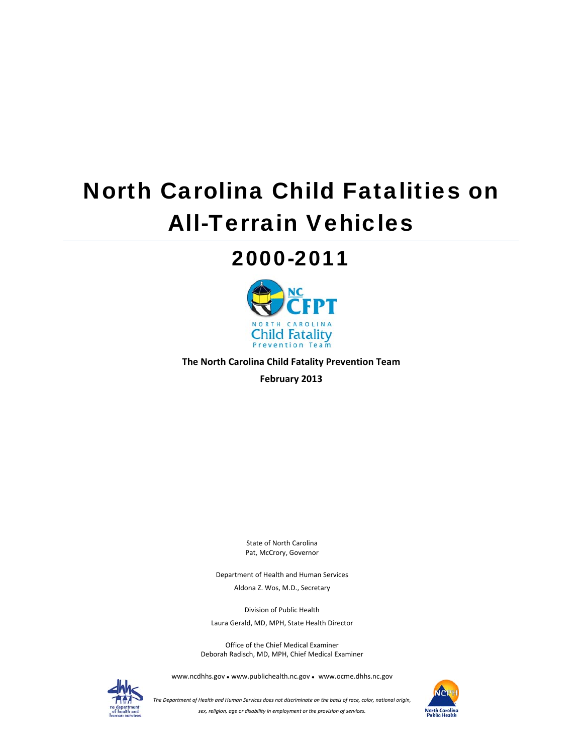# North Carolina Child Fatalities on All-Terrain Vehicles

## 2000-2011

NC CFPT

NORTH CAROLINA Child Fatality Prevention Team

**The North Carolina Child Fatality Prevention Team**

**February 2013**

State of North Carolina
Pat, McCrory, Governor

Department of Health and Human Services
Aldona Z. Wos, M.D., Secretary

Division of Public Health
Laura Gerald, MD, MPH, State Health Director

Office of the Chief Medical Examiner
Deborah Radisch, MD, MPH, Chief Medical Examiner

www.ncdhhs.gov • www.publichealth.nc.gov • www.ocme.dhhs.nc.gov

*The Department of Health and Human Services does not discriminate on the basis of race, color, national origin, sex, religion, age or disability in employment or the provision of services.*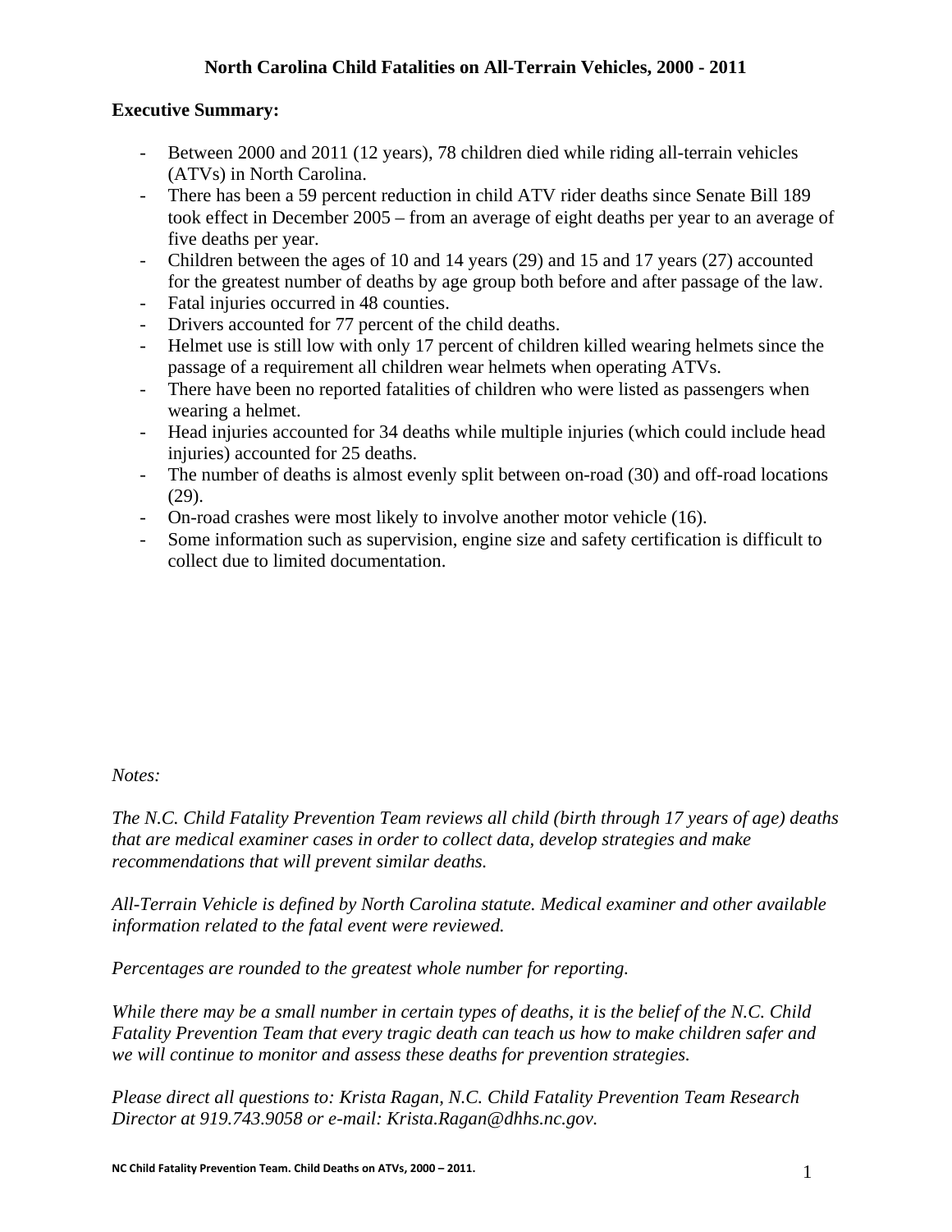## North Carolina Child Fatalities on All-Terrain Vehicles, 2000 - 2011

**Executive Summary:**

- Between 2000 and 2011 (12 years), 78 children died while riding all-terrain vehicles (ATVs) in North Carolina.
- There has been a 59 percent reduction in child ATV rider deaths since Senate Bill 189 took effect in December 2005 – from an average of eight deaths per year to an average of five deaths per year.
- Children between the ages of 10 and 14 years (29) and 15 and 17 years (27) accounted for the greatest number of deaths by age group both before and after passage of the law.
- Fatal injuries occurred in 48 counties.
- Drivers accounted for 77 percent of the child deaths.
- Helmet use is still low with only 17 percent of children killed wearing helmets since the passage of a requirement all children wear helmets when operating ATVs.
- There have been no reported fatalities of children who were listed as passengers when wearing a helmet.
- Head injuries accounted for 34 deaths while multiple injuries (which could include head injuries) accounted for 25 deaths.
- The number of deaths is almost evenly split between on-road (30) and off-road locations (29).
- On-road crashes were most likely to involve another motor vehicle (16).
- Some information such as supervision, engine size and safety certification is difficult to collect due to limited documentation.

*Notes:*

*The N.C. Child Fatality Prevention Team reviews all child (birth through 17 years of age) deaths that are medical examiner cases in order to collect data, develop strategies and make recommendations that will prevent similar deaths.*

*All-Terrain Vehicle is defined by North Carolina statute. Medical examiner and other available information related to the fatal event were reviewed.*

*Percentages are rounded to the greatest whole number for reporting.*

*While there may be a small number in certain types of deaths, it is the belief of the N.C. Child Fatality Prevention Team that every tragic death can teach us how to make children safer and we will continue to monitor and assess these deaths for prevention strategies.*

*Please direct all questions to: Krista Ragan, N.C. Child Fatality Prevention Team Research Director at 919.743.9058 or e-mail: Krista.Ragan@dhhs.nc.gov.*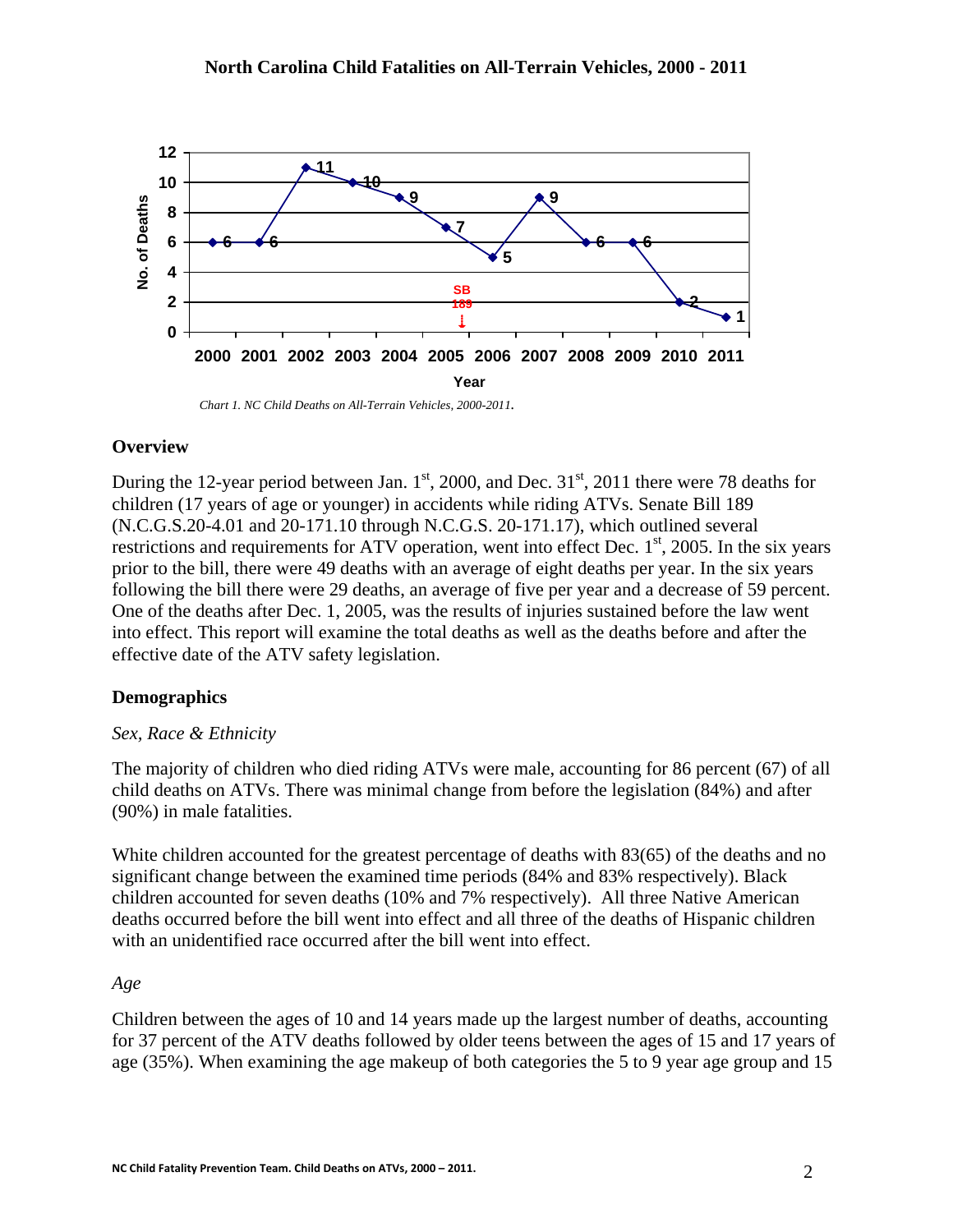# North Carolina Child Fatalities on All-Terrain Vehicles, 2000 - 2011

12
10
8
6
4
2
0

No. of Deaths

6 6 11 10 9 7 5 9 6 6 2 1

SB 189

2000 2001 2002 2003 2004 2005 2006 2007 2008 2009 2010 2011

Year

*Chart 1. NC Child Deaths on All-Terrain Vehicles, 2000-2011.*

## Overview

During the 12-year period between Jan. 1st, 2000, and Dec. 31st, 2011 there were 78 deaths for children (17 years of age or younger) in accidents while riding ATVs. Senate Bill 189 (N.C.G.S.20-4.01 and 20-171.10 through N.C.G.S. 20-171.17), which outlined several restrictions and requirements for ATV operation, went into effect Dec. 1st, 2005. In the six years prior to the bill, there were 49 deaths with an average of eight deaths per year. In the six years following the bill there were 29 deaths, an average of five per year and a decrease of 59 percent. One of the deaths after Dec. 1, 2005, was the results of injuries sustained before the law went into effect. This report will examine the total deaths as well as the deaths before and after the effective date of the ATV safety legislation.

## Demographics

*Sex, Race & Ethnicity*

The majority of children who died riding ATVs were male, accounting for 86 percent (67) of all child deaths on ATVs. There was minimal change from before the legislation (84%) and after (90%) in male fatalities.

White children accounted for the greatest percentage of deaths with 83(65) of the deaths and no significant change between the examined time periods (84% and 83% respectively). Black children accounted for seven deaths (10% and 7% respectively). All three Native American deaths occurred before the bill went into effect and all three of the deaths of Hispanic children with an unidentified race occurred after the bill went into effect.

*Age*

Children between the ages of 10 and 14 years made up the largest number of deaths, accounting for 37 percent of the ATV deaths followed by older teens between the ages of 15 and 17 years of age (35%). When examining the age makeup of both categories the 5 to 9 year age group and 15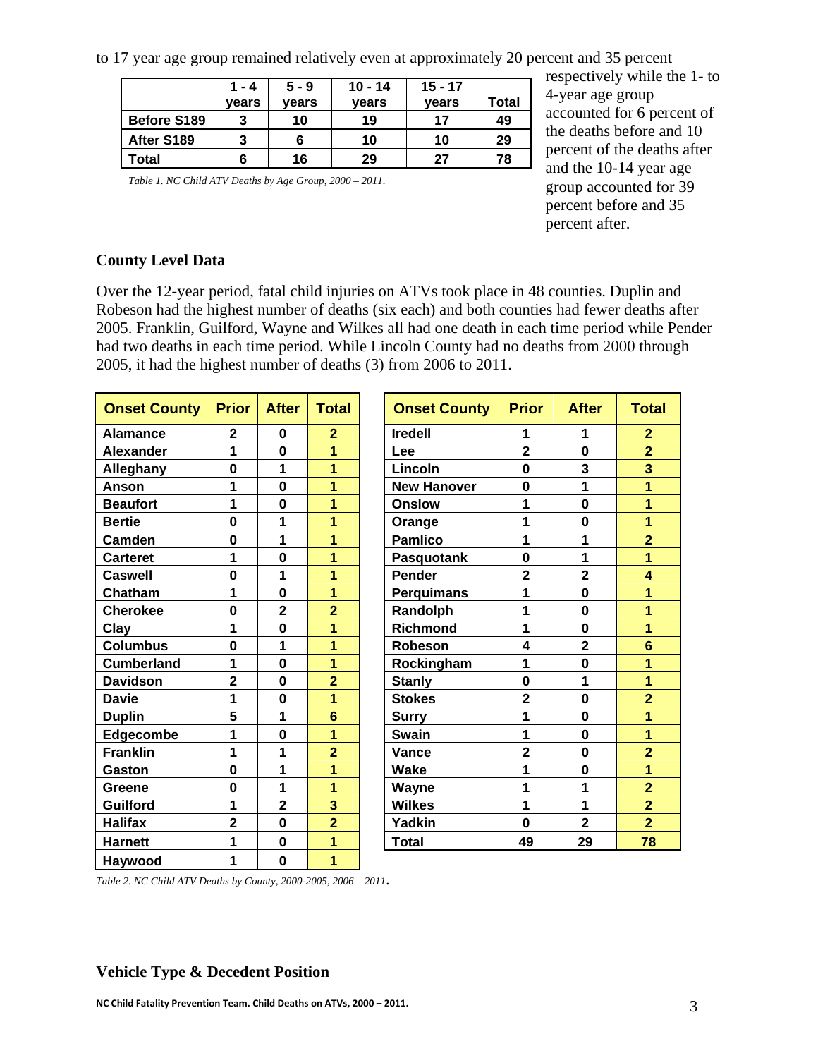to 17 year age group remained relatively even at approximately 20 percent and 35 percent respectively while the 1- to 4-year age group accounted for 6 percent of the deaths before and 10 percent of the deaths after and the 10-14 year age group accounted for 39 percent before and 35 percent after.

| | 1 - 4 years | 5 - 9 years | 10 - 14 years | 15 - 17 years | Total |
|---|---|---|---|---|---|
| **Before S189** | 3 | 10 | 19 | 17 | 49 |
| **After S189** | 3 | 6 | 10 | 10 | 29 |
| **Total** | 6 | 16 | 29 | 27 | 78 |

*Table 1. NC Child ATV Deaths by Age Group, 2000 – 2011.*

### County Level Data

Over the 12-year period, fatal child injuries on ATVs took place in 48 counties. Duplin and Robeson had the highest number of deaths (six each) and both counties had fewer deaths after 2005. Franklin, Guilford, Wayne and Wilkes all had one death in each time period while Pender had two deaths in each time period. While Lincoln County had no deaths from 2000 through 2005, it had the highest number of deaths (3) from 2006 to 2011.

| Onset County | Prior | After | Total |
|---|---|---|---|
| Alamance | 2 | 0 | 2 |
| Alexander | 1 | 0 | 1 |
| Alleghany | 0 | 1 | 1 |
| Anson | 1 | 0 | 1 |
| Beaufort | 1 | 0 | 1 |
| Bertie | 0 | 1 | 1 |
| Camden | 0 | 1 | 1 |
| Carteret | 1 | 0 | 1 |
| Caswell | 0 | 1 | 1 |
| Chatham | 1 | 0 | 1 |
| Cherokee | 0 | 2 | 2 |
| Clay | 1 | 0 | 1 |
| Columbus | 0 | 1 | 1 |
| Cumberland | 1 | 0 | 1 |
| Davidson | 2 | 0 | 2 |
| Davie | 1 | 0 | 1 |
| Duplin | 5 | 1 | 6 |
| Edgecombe | 1 | 0 | 1 |
| Franklin | 1 | 1 | 2 |
| Gaston | 0 | 1 | 1 |
| Greene | 0 | 1 | 1 |
| Guilford | 1 | 2 | 3 |
| Halifax | 2 | 0 | 2 |
| Harnett | 1 | 0 | 1 |
| Haywood | 1 | 0 | 1 |
| Iredell | 1 | 1 | 2 |
| Lee | 2 | 0 | 2 |
| Lincoln | 0 | 3 | 3 |
| New Hanover | 0 | 1 | 1 |
| Onslow | 1 | 0 | 1 |
| Orange | 1 | 0 | 1 |
| Pamlico | 1 | 1 | 2 |
| Pasquotank | 0 | 1 | 1 |
| Pender | 2 | 2 | 4 |
| Perquimans | 1 | 0 | 1 |
| Randolph | 1 | 0 | 1 |
| Richmond | 1 | 0 | 1 |
| Robeson | 4 | 2 | 6 |
| Rockingham | 1 | 0 | 1 |
| Stanly | 0 | 1 | 1 |
| Stokes | 2 | 0 | 2 |
| Surry | 1 | 0 | 1 |
| Swain | 1 | 0 | 1 |
| Vance | 2 | 0 | 2 |
| Wake | 1 | 0 | 1 |
| Wayne | 1 | 1 | 2 |
| Wilkes | 1 | 1 | 2 |
| Yadkin | 0 | 2 | 2 |
| Total | 49 | 29 | 78 |

*Table 2. NC Child ATV Deaths by County, 2000-2005, 2006 – 2011*.

### Vehicle Type & Decedent Position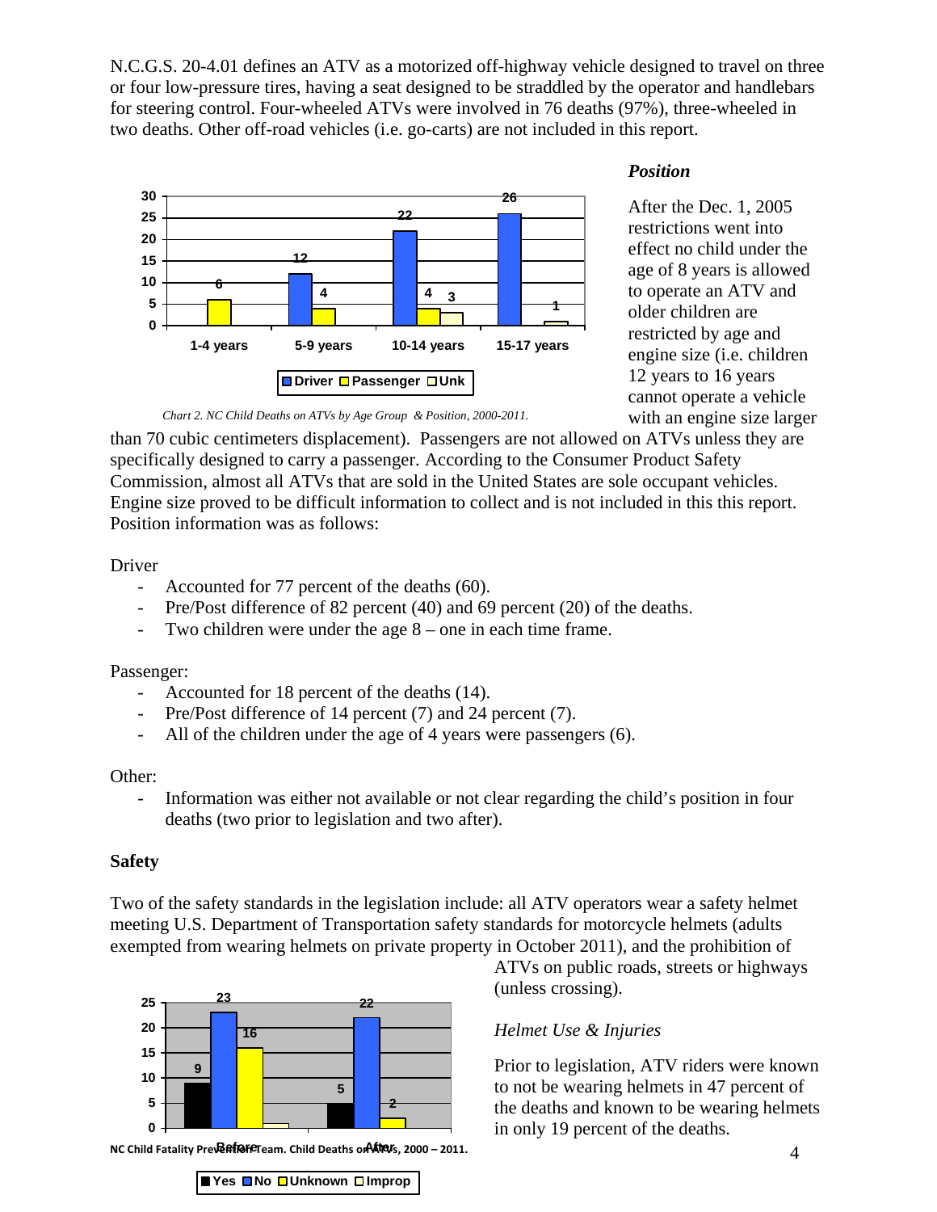N.C.G.S. 20-4.01 defines an ATV as a motorized off-highway vehicle designed to travel on three or four low-pressure tires, having a seat designed to be straddled by the operator and handlebars for steering control. Four-wheeled ATVs were involved in 76 deaths (97%), three-wheeled in two deaths. Other off-road vehicles (i.e. go-carts) are not included in this report.

30
25
20
15
10
5
0
6
12
4
22
4
3
26
1
1-4 years
5-9 years
10-14 years
15-17 years
Driver Passenger Unk

*Chart 2. NC Child Deaths on ATVs by Age Group & Position, 2000-2011.*

### *Position*

After the Dec. 1, 2005 restrictions went into effect no child under the age of 8 years is allowed to operate an ATV and older children are restricted by age and engine size (i.e. children 12 years to 16 years cannot operate a vehicle with an engine size larger than 70 cubic centimeters displacement). Passengers are not allowed on ATVs unless they are specifically designed to carry a passenger. According to the Consumer Product Safety Commission, almost all ATVs that are sold in the United States are sole occupant vehicles. Engine size proved to be difficult information to collect and is not included in this this report. Position information was as follows:

Driver
- Accounted for 77 percent of the deaths (60).
- Pre/Post difference of 82 percent (40) and 69 percent (20) of the deaths.
- Two children were under the age 8 – one in each time frame.

Passenger:
- Accounted for 18 percent of the deaths (14).
- Pre/Post difference of 14 percent (7) and 24 percent (7).
- All of the children under the age of 4 years were passengers (6).

Other:
- Information was either not available or not clear regarding the child's position in four deaths (two prior to legislation and two after).

## Safety

Two of the safety standards in the legislation include: all ATV operators wear a safety helmet meeting U.S. Department of Transportation safety standards for motorcycle helmets (adults exempted from wearing helmets on private property in October 2011), and the prohibition of ATVs on public roads, streets or highways (unless crossing).

25
20
15
10
5
0
9
23
16
5
22
2
Before
After
Yes No Unknown Improp

**NC Child Fatality Prevention Team. Child Deaths on ATVs, 2000 – 2011.**

### *Helmet Use & Injuries*

Prior to legislation, ATV riders were known to not be wearing helmets in 47 percent of the deaths and known to be wearing helmets in only 19 percent of the deaths.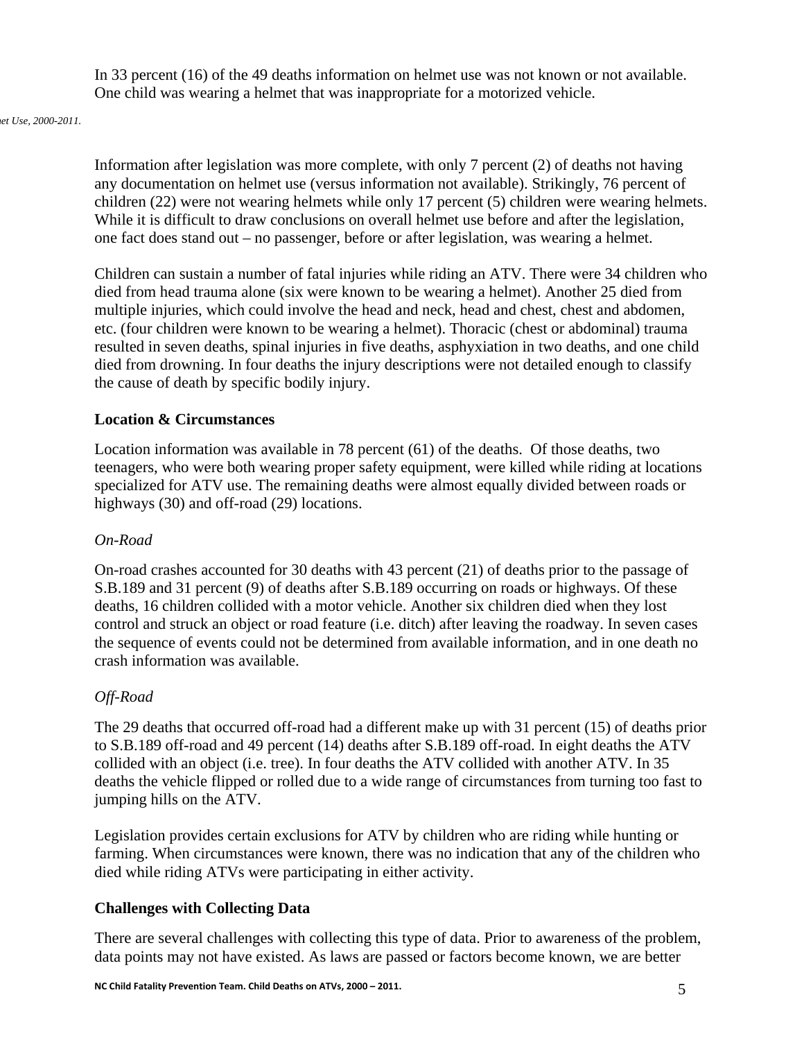In 33 percent (16) of the 49 deaths information on helmet use was not known or not available. One child was wearing a helmet that was inappropriate for a motorized vehicle.

*et Use, 2000-2011.*

Information after legislation was more complete, with only 7 percent (2) of deaths not having any documentation on helmet use (versus information not available). Strikingly, 76 percent of children (22) were not wearing helmets while only 17 percent (5) children were wearing helmets. While it is difficult to draw conclusions on overall helmet use before and after the legislation, one fact does stand out – no passenger, before or after legislation, was wearing a helmet.

Children can sustain a number of fatal injuries while riding an ATV. There were 34 children who died from head trauma alone (six were known to be wearing a helmet). Another 25 died from multiple injuries, which could involve the head and neck, head and chest, chest and abdomen, etc. (four children were known to be wearing a helmet). Thoracic (chest or abdominal) trauma resulted in seven deaths, spinal injuries in five deaths, asphyxiation in two deaths, and one child died from drowning. In four deaths the injury descriptions were not detailed enough to classify the cause of death by specific bodily injury.

**Location & Circumstances**

Location information was available in 78 percent (61) of the deaths. Of those deaths, two teenagers, who were both wearing proper safety equipment, were killed while riding at locations specialized for ATV use. The remaining deaths were almost equally divided between roads or highways (30) and off-road (29) locations.

*On-Road*

On-road crashes accounted for 30 deaths with 43 percent (21) of deaths prior to the passage of S.B.189 and 31 percent (9) of deaths after S.B.189 occurring on roads or highways. Of these deaths, 16 children collided with a motor vehicle. Another six children died when they lost control and struck an object or road feature (i.e. ditch) after leaving the roadway. In seven cases the sequence of events could not be determined from available information, and in one death no crash information was available.

*Off-Road*

The 29 deaths that occurred off-road had a different make up with 31 percent (15) of deaths prior to S.B.189 off-road and 49 percent (14) deaths after S.B.189 off-road. In eight deaths the ATV collided with an object (i.e. tree). In four deaths the ATV collided with another ATV. In 35 deaths the vehicle flipped or rolled due to a wide range of circumstances from turning too fast to jumping hills on the ATV.

Legislation provides certain exclusions for ATV by children who are riding while hunting or farming. When circumstances were known, there was no indication that any of the children who died while riding ATVs were participating in either activity.

**Challenges with Collecting Data**

There are several challenges with collecting this type of data. Prior to awareness of the problem, data points may not have existed. As laws are passed or factors become known, we are better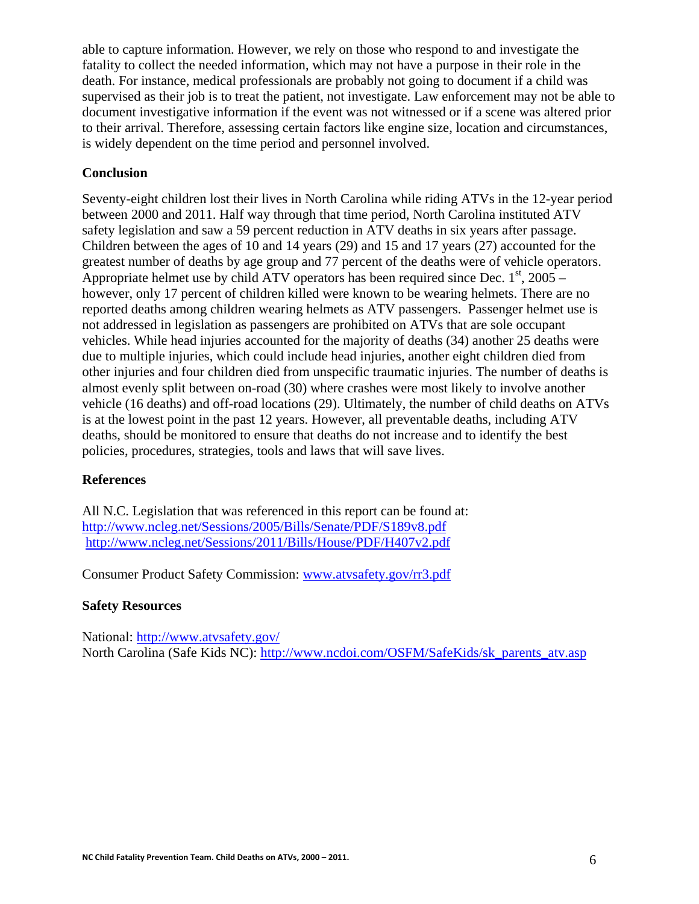able to capture information. However, we rely on those who respond to and investigate the fatality to collect the needed information, which may not have a purpose in their role in the death. For instance, medical professionals are probably not going to document if a child was supervised as their job is to treat the patient, not investigate. Law enforcement may not be able to document investigative information if the event was not witnessed or if a scene was altered prior to their arrival. Therefore, assessing certain factors like engine size, location and circumstances, is widely dependent on the time period and personnel involved.

## Conclusion

Seventy-eight children lost their lives in North Carolina while riding ATVs in the 12-year period between 2000 and 2011. Half way through that time period, North Carolina instituted ATV safety legislation and saw a 59 percent reduction in ATV deaths in six years after passage. Children between the ages of 10 and 14 years (29) and 15 and 17 years (27) accounted for the greatest number of deaths by age group and 77 percent of the deaths were of vehicle operators. Appropriate helmet use by child ATV operators has been required since Dec. 1st, 2005 – however, only 17 percent of children killed were known to be wearing helmets. There are no reported deaths among children wearing helmets as ATV passengers. Passenger helmet use is not addressed in legislation as passengers are prohibited on ATVs that are sole occupant vehicles. While head injuries accounted for the majority of deaths (34) another 25 deaths were due to multiple injuries, which could include head injuries, another eight children died from other injuries and four children died from unspecific traumatic injuries. The number of deaths is almost evenly split between on-road (30) where crashes were most likely to involve another vehicle (16 deaths) and off-road locations (29). Ultimately, the number of child deaths on ATVs is at the lowest point in the past 12 years. However, all preventable deaths, including ATV deaths, should be monitored to ensure that deaths do not increase and to identify the best policies, procedures, strategies, tools and laws that will save lives.

## References

All N.C. Legislation that was referenced in this report can be found at:
http://www.ncleg.net/Sessions/2005/Bills/Senate/PDF/S189v8.pdf
http://www.ncleg.net/Sessions/2011/Bills/House/PDF/H407v2.pdf

Consumer Product Safety Commission: www.atvsafety.gov/rr3.pdf

## Safety Resources

National: http://www.atvsafety.gov/
North Carolina (Safe Kids NC): http://www.ncdoi.com/OSFM/SafeKids/sk_parents_atv.asp